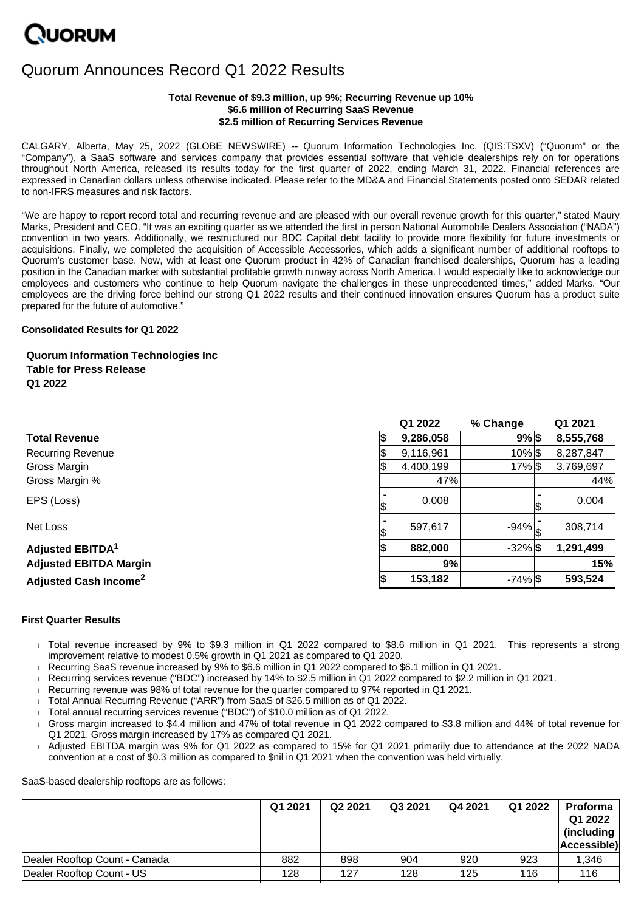QUORUM

# Quorum Announces Record Q1 2022 Results

**Total Revenue of $9.3 million, up 9%; Recurring Revenue up 10%**
**$6.6 million of Recurring SaaS Revenue**
**$2.5 million of Recurring Services Revenue**

CALGARY, Alberta, May 25, 2022 (GLOBE NEWSWIRE) -- Quorum Information Technologies Inc. (QIS:TSXV) ("Quorum" or the "Company"), a SaaS software and services company that provides essential software that vehicle dealerships rely on for operations throughout North America, released its results today for the first quarter of 2022, ending March 31, 2022. Financial references are expressed in Canadian dollars unless otherwise indicated. Please refer to the MD&A and Financial Statements posted onto SEDAR related to non-IFRS measures and risk factors.

"We are happy to report record total and recurring revenue and are pleased with our overall revenue growth for this quarter," stated Maury Marks, President and CEO. "It was an exciting quarter as we attended the first in person National Automobile Dealers Association ("NADA") convention in two years. Additionally, we restructured our BDC Capital debt facility to provide more flexibility for future investments or acquisitions. Finally, we completed the acquisition of Accessible Accessories, which adds a significant number of additional rooftops to Quorum's customer base. Now, with at least one Quorum product in 42% of Canadian franchised dealerships, Quorum has a leading position in the Canadian market with substantial profitable growth runway across North America. I would especially like to acknowledge our employees and customers who continue to help Quorum navigate the challenges in these unprecedented times," added Marks. "Our employees are the driving force behind our strong Q1 2022 results and their continued innovation ensures Quorum has a product suite prepared for the future of automotive."

**Consolidated Results for Q1 2022**

**Quorum Information Technologies Inc**
**Table for Press Release**
**Q1 2022**

| | Q1 2022 | % Change | Q1 2021 |
|---|---|---|---|
| **Total Revenue** | **$ 9,286,058** | **9%** | **$ 8,555,768** |
| Recurring Revenue | $ 9,116,961 | 10% | $ 8,287,847 |
| Gross Margin | $ 4,400,199 | 17% | $ 3,769,697 |
| Gross Margin % | 47% | | 44% |
| EPS (Loss) | -$ 0.008 | | -$ 0.004 |
| Net Loss | -$ 597,617 | -94% | -$ 308,714 |
| **Adjusted EBITDA[1]** | **$ 882,000** | -32% | **$ 1,291,499** |
| **Adjusted EBITDA Margin** | **9%** | | **15%** |
| **Adjusted Cash Income[2]** | **$ 153,182** | -74% | **$ 593,524** |

**First Quarter Results**

- Total revenue increased by 9% to $9.3 million in Q1 2022 compared to $8.6 million in Q1 2021. This represents a strong improvement relative to modest 0.5% growth in Q1 2021 as compared to Q1 2020.
- Recurring SaaS revenue increased by 9% to $6.6 million in Q1 2022 compared to $6.1 million in Q1 2021.
- Recurring services revenue ("BDC") increased by 14% to $2.5 million in Q1 2022 compared to $2.2 million in Q1 2021.
- Recurring revenue was 98% of total revenue for the quarter compared to 97% reported in Q1 2021.
- Total Annual Recurring Revenue ("ARR") from SaaS of $26.5 million as of Q1 2022.
- Total annual recurring services revenue ("BDC") of $10.0 million as of Q1 2022.
- Gross margin increased to $4.4 million and 47% of total revenue in Q1 2022 compared to $3.8 million and 44% of total revenue for Q1 2021. Gross margin increased by 17% as compared Q1 2021.
- Adjusted EBITDA margin was 9% for Q1 2022 as compared to 15% for Q1 2021 primarily due to attendance at the 2022 NADA convention at a cost of $0.3 million as compared to $nil in Q1 2021 when the convention was held virtually.

SaaS-based dealership rooftops are as follows:

| | Q1 2021 | Q2 2021 | Q3 2021 | Q4 2021 | Q1 2022 | Proforma Q1 2022 (including Accessible) |
|---|---|---|---|---|---|---|
| Dealer Rooftop Count - Canada | 882 | 898 | 904 | 920 | 923 | 1,346 |
| Dealer Rooftop Count - US | 128 | 127 | 128 | 125 | 116 | 116 |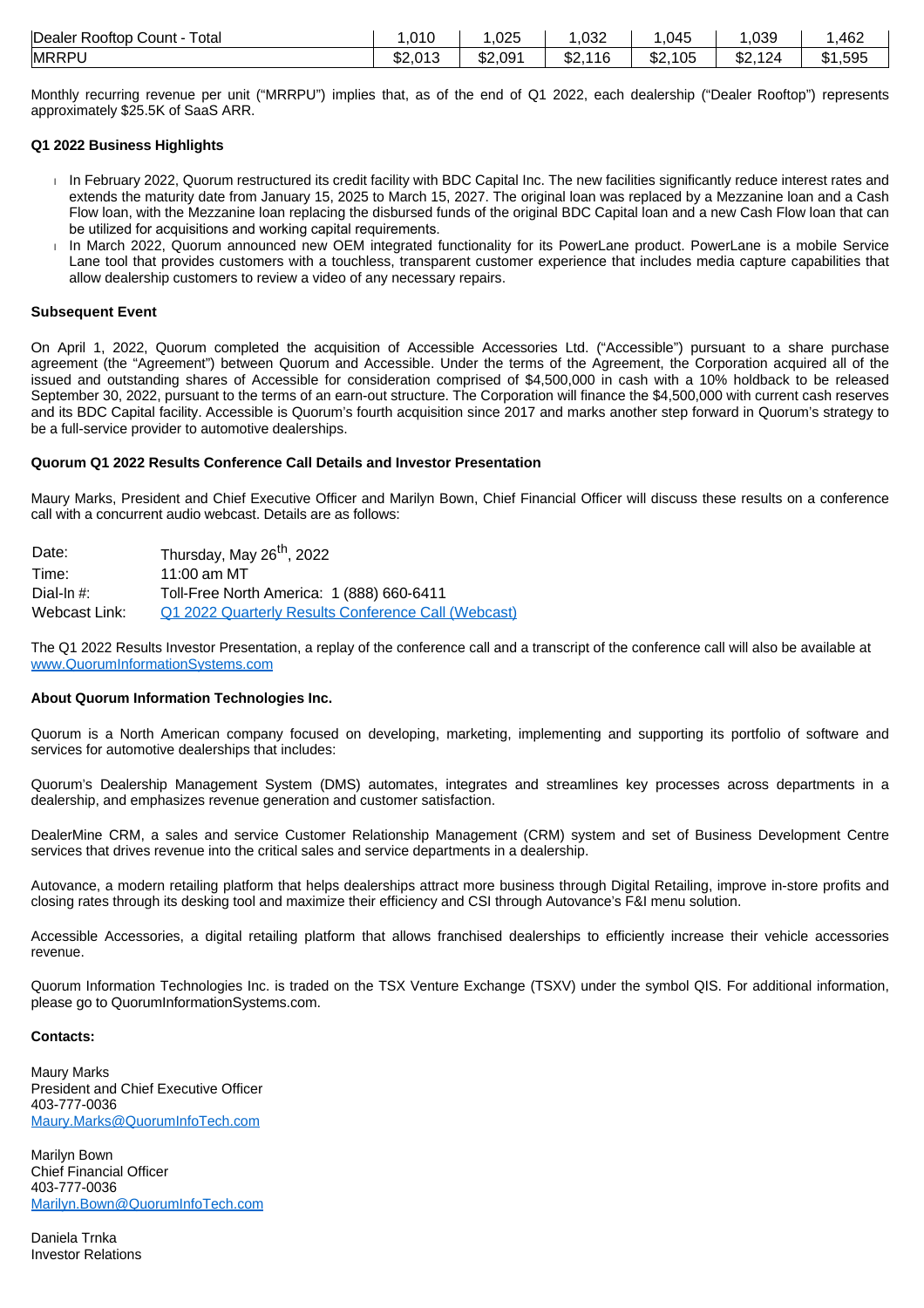| Dealer Rooftop Count - Total | 1,010 | 1,025 | 1,032 | 1,045 | 1,039 | 1,462 |
|---|---|---|---|---|---|---|
| MRRPU | $2,013 | $2,091 | $2,116 | $2,105 | $2,124 | $1,595 |

Monthly recurring revenue per unit ("MRRPU") implies that, as of the end of Q1 2022, each dealership ("Dealer Rooftop") represents approximately $25.5K of SaaS ARR.

**Q1 2022 Business Highlights**

- In February 2022, Quorum restructured its credit facility with BDC Capital Inc. The new facilities significantly reduce interest rates and extends the maturity date from January 15, 2025 to March 15, 2027. The original loan was replaced by a Mezzanine loan and a Cash Flow loan, with the Mezzanine loan replacing the disbursed funds of the original BDC Capital loan and a new Cash Flow loan that can be utilized for acquisitions and working capital requirements.
- In March 2022, Quorum announced new OEM integrated functionality for its PowerLane product. PowerLane is a mobile Service Lane tool that provides customers with a touchless, transparent customer experience that includes media capture capabilities that allow dealership customers to review a video of any necessary repairs.

**Subsequent Event**

On April 1, 2022, Quorum completed the acquisition of Accessible Accessories Ltd. ("Accessible") pursuant to a share purchase agreement (the "Agreement") between Quorum and Accessible. Under the terms of the Agreement, the Corporation acquired all of the issued and outstanding shares of Accessible for consideration comprised of $4,500,000 in cash with a 10% holdback to be released September 30, 2022, pursuant to the terms of an earn-out structure. The Corporation will finance the $4,500,000 with current cash reserves and its BDC Capital facility. Accessible is Quorum's fourth acquisition since 2017 and marks another step forward in Quorum's strategy to be a full-service provider to automotive dealerships.

**Quorum Q1 2022 Results Conference Call Details and Investor Presentation**

Maury Marks, President and Chief Executive Officer and Marilyn Bown, Chief Financial Officer will discuss these results on a conference call with a concurrent audio webcast. Details are as follows:

| | |
|---|---|
| Date: | Thursday, May 26th, 2022 |
| Time: | 11:00 am MT |
| Dial-In #: | Toll-Free North America: 1 (888) 660-6411 |
| Webcast Link: | Q1 2022 Quarterly Results Conference Call (Webcast) |

The Q1 2022 Results Investor Presentation, a replay of the conference call and a transcript of the conference call will also be available at www.QuorumInformationSystems.com

**About Quorum Information Technologies Inc.**

Quorum is a North American company focused on developing, marketing, implementing and supporting its portfolio of software and services for automotive dealerships that includes:

Quorum's Dealership Management System (DMS) automates, integrates and streamlines key processes across departments in a dealership, and emphasizes revenue generation and customer satisfaction.

DealerMine CRM, a sales and service Customer Relationship Management (CRM) system and set of Business Development Centre services that drives revenue into the critical sales and service departments in a dealership.

Autovance, a modern retailing platform that helps dealerships attract more business through Digital Retailing, improve in-store profits and closing rates through its desking tool and maximize their efficiency and CSI through Autovance's F&I menu solution.

Accessible Accessories, a digital retailing platform that allows franchised dealerships to efficiently increase their vehicle accessories revenue.

Quorum Information Technologies Inc. is traded on the TSX Venture Exchange (TSXV) under the symbol QIS. For additional information, please go to QuorumInformationSystems.com.

**Contacts:**

Maury Marks
President and Chief Executive Officer
403-777-0036
Maury.Marks@QuorumInfoTech.com

Marilyn Bown
Chief Financial Officer
403-777-0036
Marilyn.Bown@QuorumInfoTech.com

Daniela Trnka
Investor Relations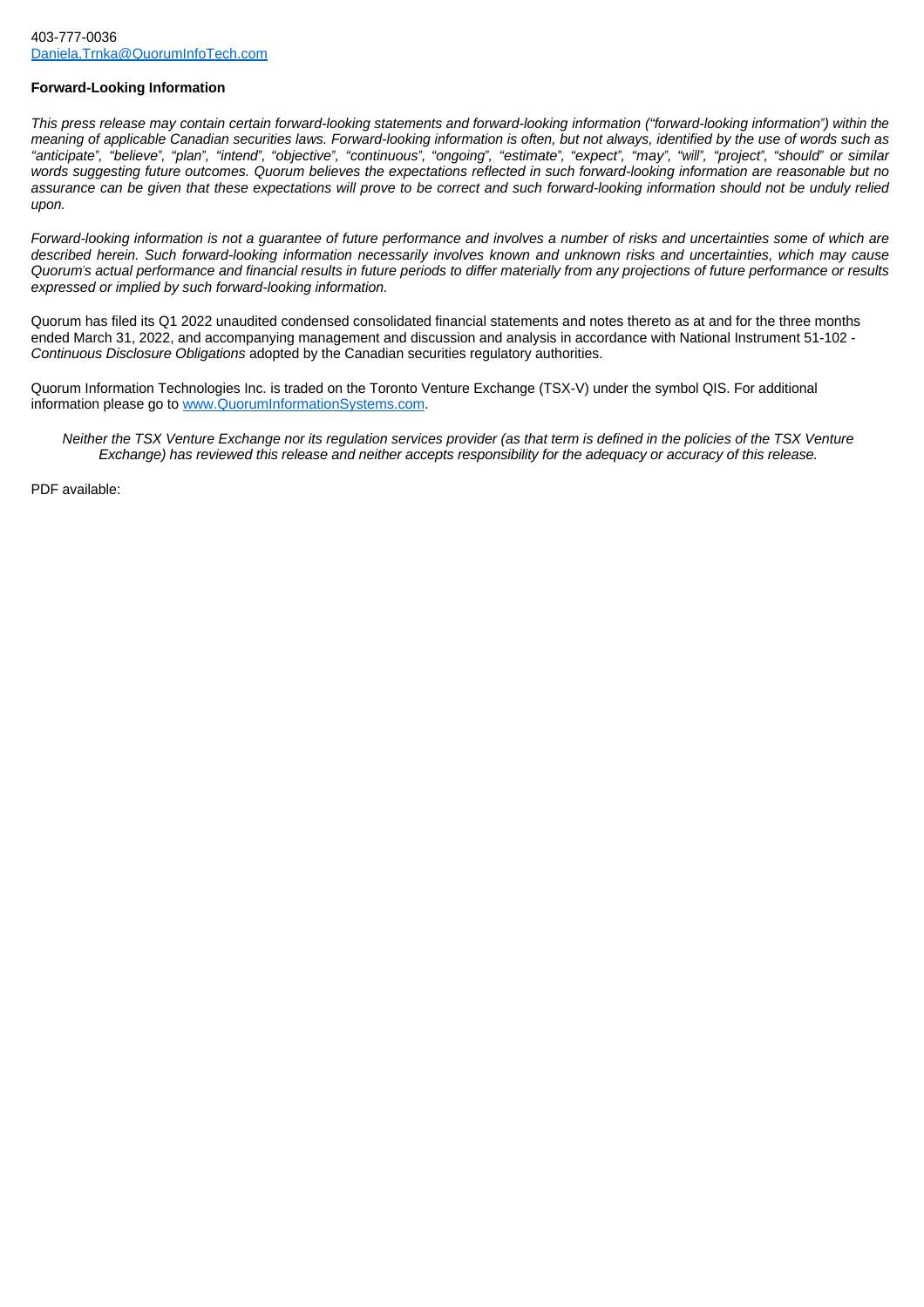403-777-0036
[Daniela.Trnka@QuorumInfoTech.com](mailto:Daniela.Trnka@QuorumInfoTech.com)

**Forward-Looking Information**

*This press release may contain certain forward-looking statements and forward-looking information ("forward-looking information") within the meaning of applicable Canadian securities laws. Forward-looking information is often, but not always, identified by the use of words such as "anticipate", "believe", "plan", "intend", "objective", "continuous", "ongoing", "estimate", "expect", "may", "will", "project", "should" or similar words suggesting future outcomes. Quorum believes the expectations reflected in such forward-looking information are reasonable but no assurance can be given that these expectations will prove to be correct and such forward-looking information should not be unduly relied upon.*

*Forward-looking information is not a guarantee of future performance and involves a number of risks and uncertainties some of which are described herein. Such forward-looking information necessarily involves known and unknown risks and uncertainties, which may cause Quorum's actual performance and financial results in future periods to differ materially from any projections of future performance or results expressed or implied by such forward-looking information.*

Quorum has filed its Q1 2022 unaudited condensed consolidated financial statements and notes thereto as at and for the three months ended March 31, 2022, and accompanying management and discussion and analysis in accordance with National Instrument 51-102 - *Continuous Disclosure Obligations* adopted by the Canadian securities regulatory authorities.

Quorum Information Technologies Inc. is traded on the Toronto Venture Exchange (TSX-V) under the symbol QIS. For additional information please go to [www.QuorumInformationSystems.com](http://www.QuorumInformationSystems.com).

*Neither the TSX Venture Exchange nor its regulation services provider (as that term is defined in the policies of the TSX Venture Exchange) has reviewed this release and neither accepts responsibility for the adequacy or accuracy of this release.*

PDF available: